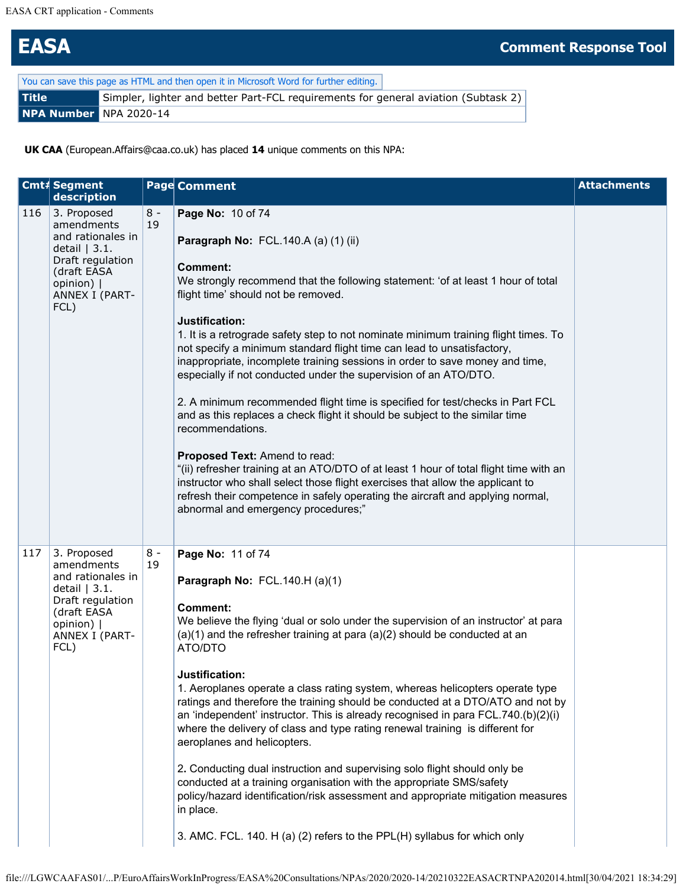# EASA

**Comment Response Tool**

You can save this page as HTML and then open it in Microsoft Word for further editing.

| Title | Simpler, lighter and better Part-FCL requirements for general aviation (Subtask 2) |
|---|---|
| NPA Number | NPA 2020-14 |

**UK CAA** (European.Affairs@caa.co.uk) has placed **14** unique comments on this NPA:

| Cmt# | Segment description | Page | Comment | Attachments |
|---|---|---|---|---|
| 116 | 3. Proposed amendments and rationales in detail \| 3.1. Draft regulation (draft EASA opinion) \| ANNEX I (PART-FCL) | 8 - 19 | **Page No:** 10 of 74<br><br>**Paragraph No:** FCL.140.A (a) (1) (ii)<br><br>**Comment:**<br>We strongly recommend that the following statement: 'of at least 1 hour of total flight time' should not be removed.<br><br>**Justification:**<br>1. It is a retrograde safety step to not nominate minimum training flight times. To not specify a minimum standard flight time can lead to unsatisfactory, inappropriate, incomplete training sessions in order to save money and time, especially if not conducted under the supervision of an ATO/DTO.<br><br>2. A minimum recommended flight time is specified for test/checks in Part FCL and as this replaces a check flight it should be subject to the similar time recommendations.<br><br>**Proposed Text:** Amend to read:<br>"(ii) refresher training at an ATO/DTO of at least 1 hour of total flight time with an instructor who shall select those flight exercises that allow the applicant to refresh their competence in safely operating the aircraft and applying normal, abnormal and emergency procedures;" | |
| 117 | 3. Proposed amendments and rationales in detail \| 3.1. Draft regulation (draft EASA opinion) \| ANNEX I (PART-FCL) | 8 - 19 | **Page No:** 11 of 74<br><br>**Paragraph No:** FCL.140.H (a)(1)<br><br>**Comment:**<br>We believe the flying 'dual or solo under the supervision of an instructor' at para (a)(1) and the refresher training at para (a)(2) should be conducted at an ATO/DTO<br><br>**Justification:**<br>1. Aeroplanes operate a class rating system, whereas helicopters operate type ratings and therefore the training should be conducted at a DTO/ATO and not by an 'independent' instructor. This is already recognised in para FCL.740.(b)(2)(i) where the delivery of class and type rating renewal training is different for aeroplanes and helicopters.<br><br>2. Conducting dual instruction and supervising solo flight should only be conducted at a training organisation with the appropriate SMS/safety policy/hazard identification/risk assessment and appropriate mitigation measures in place.<br><br>3. AMC. FCL. 140. H (a) (2) refers to the PPL(H) syllabus for which only | |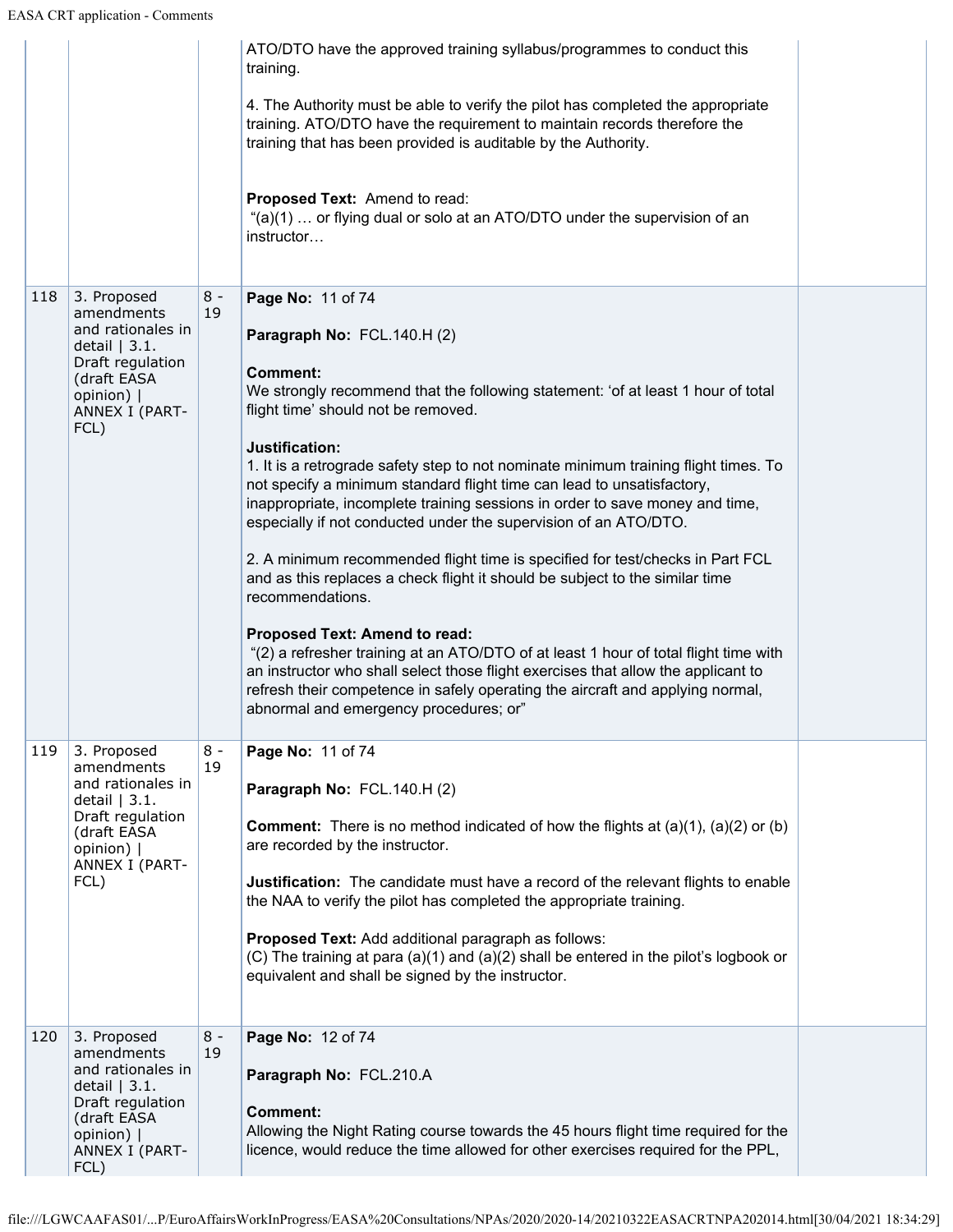| | | | | |
|---|---|---|---|---|
| | | | ATO/DTO have the approved training syllabus/programmes to conduct this training.<br><br>4. The Authority must be able to verify the pilot has completed the appropriate training. ATO/DTO have the requirement to maintain records therefore the training that has been provided is auditable by the Authority.<br><br>**Proposed Text:** Amend to read:<br>"(a)(1) … or flying dual or solo at an ATO/DTO under the supervision of an instructor… | |
| 118 | 3. Proposed amendments and rationales in detail \| 3.1. Draft regulation (draft EASA opinion) \| ANNEX I (PART-FCL) | 8 - 19 | **Page No:** 11 of 74<br><br>**Paragraph No:** FCL.140.H (2)<br><br>**Comment:**<br>We strongly recommend that the following statement: 'of at least 1 hour of total flight time' should not be removed.<br><br>**Justification:**<br>1. It is a retrograde safety step to not nominate minimum training flight times. To not specify a minimum standard flight time can lead to unsatisfactory, inappropriate, incomplete training sessions in order to save money and time, especially if not conducted under the supervision of an ATO/DTO.<br><br>2. A minimum recommended flight time is specified for test/checks in Part FCL and as this replaces a check flight it should be subject to the similar time recommendations.<br><br>**Proposed Text: Amend to read:**<br>"(2) a refresher training at an ATO/DTO of at least 1 hour of total flight time with an instructor who shall select those flight exercises that allow the applicant to refresh their competence in safely operating the aircraft and applying normal, abnormal and emergency procedures; or" | |
| 119 | 3. Proposed amendments and rationales in detail \| 3.1. Draft regulation (draft EASA opinion) \| ANNEX I (PART-FCL) | 8 - 19 | **Page No:** 11 of 74<br><br>**Paragraph No:** FCL.140.H (2)<br><br>**Comment:** There is no method indicated of how the flights at (a)(1), (a)(2) or (b) are recorded by the instructor.<br><br>**Justification:** The candidate must have a record of the relevant flights to enable the NAA to verify the pilot has completed the appropriate training.<br><br>**Proposed Text:** Add additional paragraph as follows:<br>(C) The training at para (a)(1) and (a)(2) shall be entered in the pilot's logbook or equivalent and shall be signed by the instructor. | |
| 120 | 3. Proposed amendments and rationales in detail \| 3.1. Draft regulation (draft EASA opinion) \| ANNEX I (PART-FCL) | 8 - 19 | **Page No:** 12 of 74<br><br>**Paragraph No:** FCL.210.A<br><br>**Comment:**<br>Allowing the Night Rating course towards the 45 hours flight time required for the licence, would reduce the time allowed for other exercises required for the PPL, | |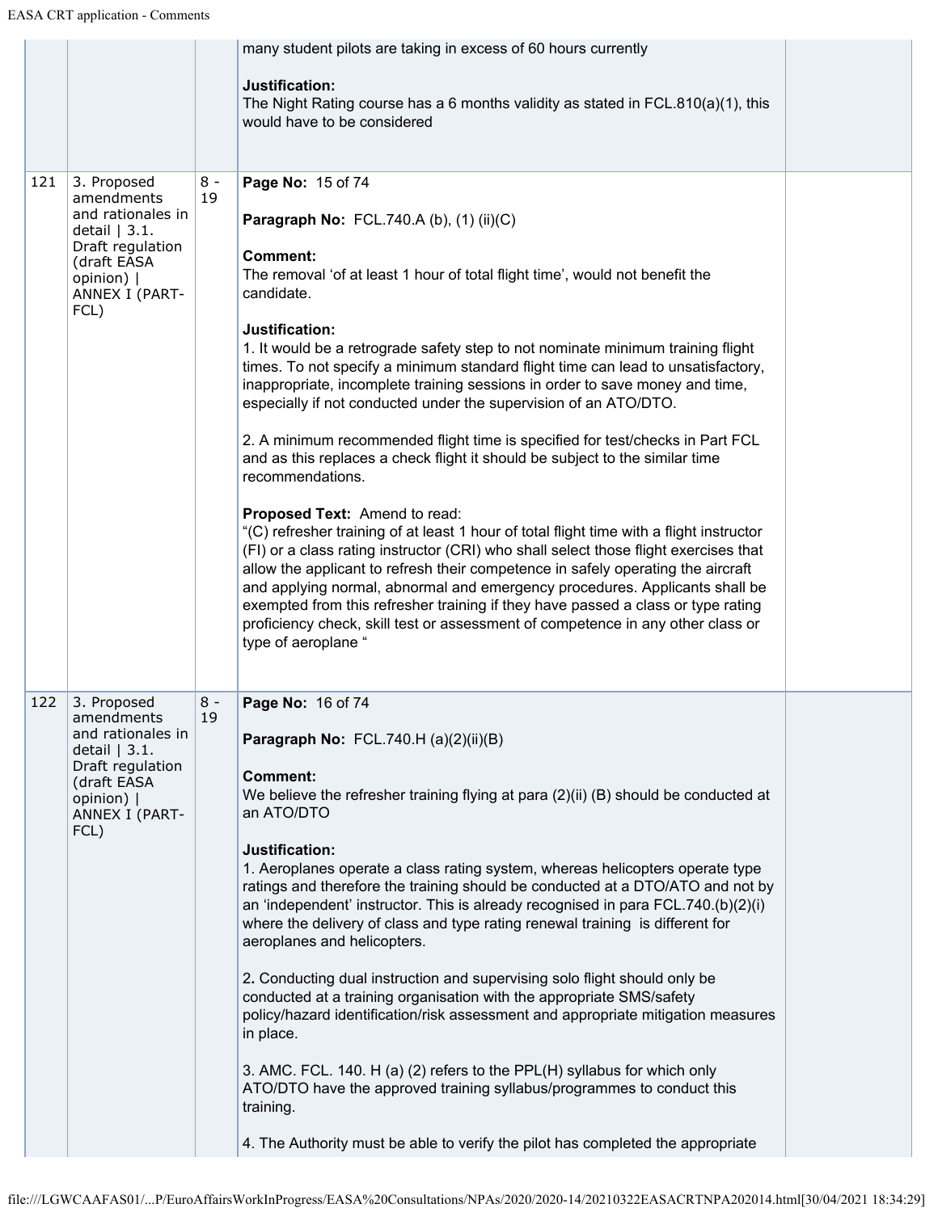| | | | | |
|---|---|---|---|---|
| | | | many student pilots are taking in excess of 60 hours currently<br><br>**Justification:**<br>The Night Rating course has a 6 months validity as stated in FCL.810(a)(1), this would have to be considered | |
| 121 | 3. Proposed amendments and rationales in detail \| 3.1. Draft regulation (draft EASA opinion) \| ANNEX I (PART-FCL) | 8 - 19 | **Page No:** 15 of 74<br><br>**Paragraph No:** FCL.740.A (b), (1) (ii)(C)<br><br>**Comment:**<br>The removal 'of at least 1 hour of total flight time', would not benefit the candidate.<br><br>**Justification:**<br>1. It would be a retrograde safety step to not nominate minimum training flight times. To not specify a minimum standard flight time can lead to unsatisfactory, inappropriate, incomplete training sessions in order to save money and time, especially if not conducted under the supervision of an ATO/DTO.<br><br>2. A minimum recommended flight time is specified for test/checks in Part FCL and as this replaces a check flight it should be subject to the similar time recommendations.<br><br>**Proposed Text:** Amend to read:<br>"(C) refresher training of at least 1 hour of total flight time with a flight instructor (FI) or a class rating instructor (CRI) who shall select those flight exercises that allow the applicant to refresh their competence in safely operating the aircraft and applying normal, abnormal and emergency procedures. Applicants shall be exempted from this refresher training if they have passed a class or type rating proficiency check, skill test or assessment of competence in any other class or type of aeroplane " | |
| 122 | 3. Proposed amendments and rationales in detail \| 3.1. Draft regulation (draft EASA opinion) \| ANNEX I (PART-FCL) | 8 - 19 | **Page No:** 16 of 74<br><br>**Paragraph No:** FCL.740.H (a)(2)(ii)(B)<br><br>**Comment:**<br>We believe the refresher training flying at para (2)(ii) (B) should be conducted at an ATO/DTO<br><br>**Justification:**<br>1. Aeroplanes operate a class rating system, whereas helicopters operate type ratings and therefore the training should be conducted at a DTO/ATO and not by an 'independent' instructor. This is already recognised in para FCL.740.(b)(2)(i) where the delivery of class and type rating renewal training is different for aeroplanes and helicopters.<br><br>2. Conducting dual instruction and supervising solo flight should only be conducted at a training organisation with the appropriate SMS/safety policy/hazard identification/risk assessment and appropriate mitigation measures in place.<br><br>3. AMC. FCL. 140. H (a) (2) refers to the PPL(H) syllabus for which only ATO/DTO have the approved training syllabus/programmes to conduct this training.<br><br>4. The Authority must be able to verify the pilot has completed the appropriate | |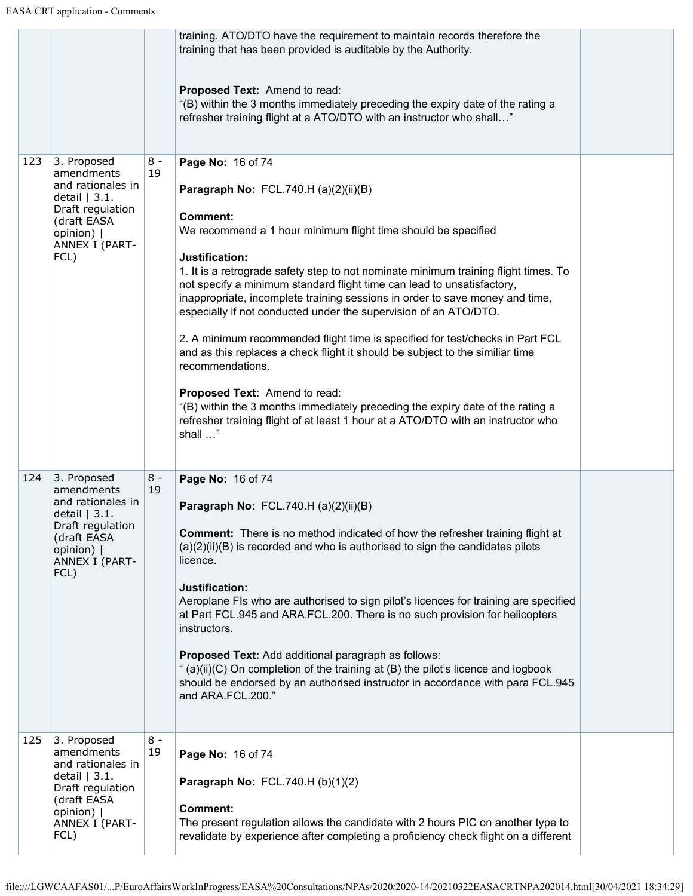| | | | | |
|---|---|---|---|---|
| | | | training. ATO/DTO have the requirement to maintain records therefore the training that has been provided is auditable by the Authority.<br><br>**Proposed Text:** Amend to read:<br>"(B) within the 3 months immediately preceding the expiry date of the rating a refresher training flight at a ATO/DTO with an instructor who shall…" | |
| 123 | 3. Proposed amendments and rationales in detail \| 3.1. Draft regulation (draft EASA opinion) \| ANNEX I (PART-FCL) | 8 - 19 | **Page No:** 16 of 74<br><br>**Paragraph No:** FCL.740.H (a)(2)(ii)(B)<br><br>**Comment:**<br>We recommend a 1 hour minimum flight time should be specified<br><br>**Justification:**<br>1. It is a retrograde safety step to not nominate minimum training flight times. To not specify a minimum standard flight time can lead to unsatisfactory, inappropriate, incomplete training sessions in order to save money and time, especially if not conducted under the supervision of an ATO/DTO.<br><br>2. A minimum recommended flight time is specified for test/checks in Part FCL and as this replaces a check flight it should be subject to the similiar time recommendations.<br><br>**Proposed Text:** Amend to read:<br>"(B) within the 3 months immediately preceding the expiry date of the rating a refresher training flight of at least 1 hour at a ATO/DTO with an instructor who shall …" | |
| 124 | 3. Proposed amendments and rationales in detail \| 3.1. Draft regulation (draft EASA opinion) \| ANNEX I (PART-FCL) | 8 - 19 | **Page No:** 16 of 74<br><br>**Paragraph No:** FCL.740.H (a)(2)(ii)(B)<br><br>**Comment:** There is no method indicated of how the refresher training flight at (a)(2)(ii)(B) is recorded and who is authorised to sign the candidates pilots licence.<br><br>**Justification:**<br>Aeroplane FIs who are authorised to sign pilot's licences for training are specified at Part FCL.945 and ARA.FCL.200. There is no such provision for helicopters instructors.<br><br>**Proposed Text:** Add additional paragraph as follows:<br>" (a)(ii)(C) On completion of the training at (B) the pilot's licence and logbook should be endorsed by an authorised instructor in accordance with para FCL.945 and ARA.FCL.200." | |
| 125 | 3. Proposed amendments and rationales in detail \| 3.1. Draft regulation (draft EASA opinion) \| ANNEX I (PART-FCL) | 8 - 19 | **Page No:** 16 of 74<br><br>**Paragraph No:** FCL.740.H (b)(1)(2)<br><br>**Comment:**<br>The present regulation allows the candidate with 2 hours PIC on another type to revalidate by experience after completing a proficiency check flight on a different | |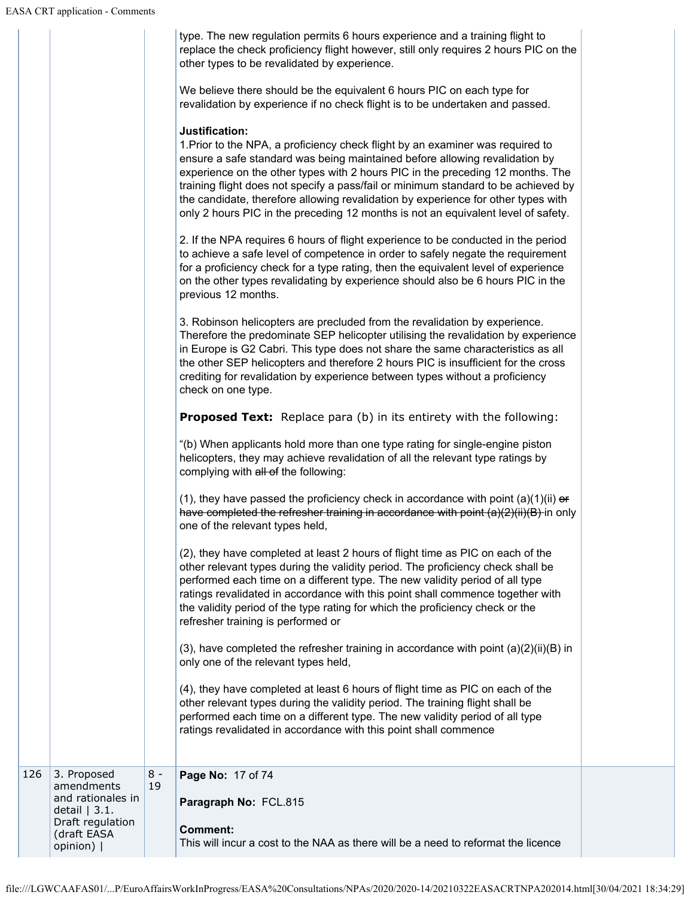| | | | type. The new regulation permits 6 hours experience and a training flight to replace the check proficiency flight however, still only requires 2 hours PIC on the other types to be revalidated by experience.<br><br>We believe there should be the equivalent 6 hours PIC on each type for revalidation by experience if no check flight is to be undertaken and passed.<br><br>**Justification:**<br>1.Prior to the NPA, a proficiency check flight by an examiner was required to ensure a safe standard was being maintained before allowing revalidation by experience on the other types with 2 hours PIC in the preceding 12 months. The training flight does not specify a pass/fail or minimum standard to be achieved by the candidate, therefore allowing revalidation by experience for other types with only 2 hours PIC in the preceding 12 months is not an equivalent level of safety.<br><br>2. If the NPA requires 6 hours of flight experience to be conducted in the period to achieve a safe level of competence in order to safely negate the requirement for a proficiency check for a type rating, then the equivalent level of experience on the other types revalidating by experience should also be 6 hours PIC in the previous 12 months.<br><br>3. Robinson helicopters are precluded from the revalidation by experience. Therefore the predominate SEP helicopter utilising the revalidation by experience in Europe is G2 Cabri. This type does not share the same characteristics as all the other SEP helicopters and therefore 2 hours PIC is insufficient for the cross crediting for revalidation by experience between types without a proficiency check on one type.<br><br>**Proposed Text:** Replace para (b) in its entirety with the following:<br><br>"(b) When applicants hold more than one type rating for single-engine piston helicopters, they may achieve revalidation of all the relevant type ratings by complying with ~~all of~~ the following:<br><br>(1), they have passed the proficiency check in accordance with point (a)(1)(ii) ~~or have completed the refresher training in accordance with point (a)(2)(ii)(B)~~ in only one of the relevant types held,<br><br>(2), they have completed at least 2 hours of flight time as PIC on each of the other relevant types during the validity period. The proficiency check shall be performed each time on a different type. The new validity period of all type ratings revalidated in accordance with this point shall commence together with the validity period of the type rating for which the proficiency check or the refresher training is performed or<br><br>(3), have completed the refresher training in accordance with point (a)(2)(ii)(B) in only one of the relevant types held,<br><br>(4), they have completed at least 6 hours of flight time as PIC on each of the other relevant types during the validity period. The training flight shall be performed each time on a different type. The new validity period of all type ratings revalidated in accordance with this point shall commence | |
|---|---|---|---|---|
| 126 | 3. Proposed amendments and rationales in detail \| 3.1. Draft regulation (draft EASA opinion) \| | 8 - 19 | **Page No:** 17 of 74<br><br>**Paragraph No:** FCL.815<br><br>**Comment:**<br>This will incur a cost to the NAA as there will be a need to reformat the licence | |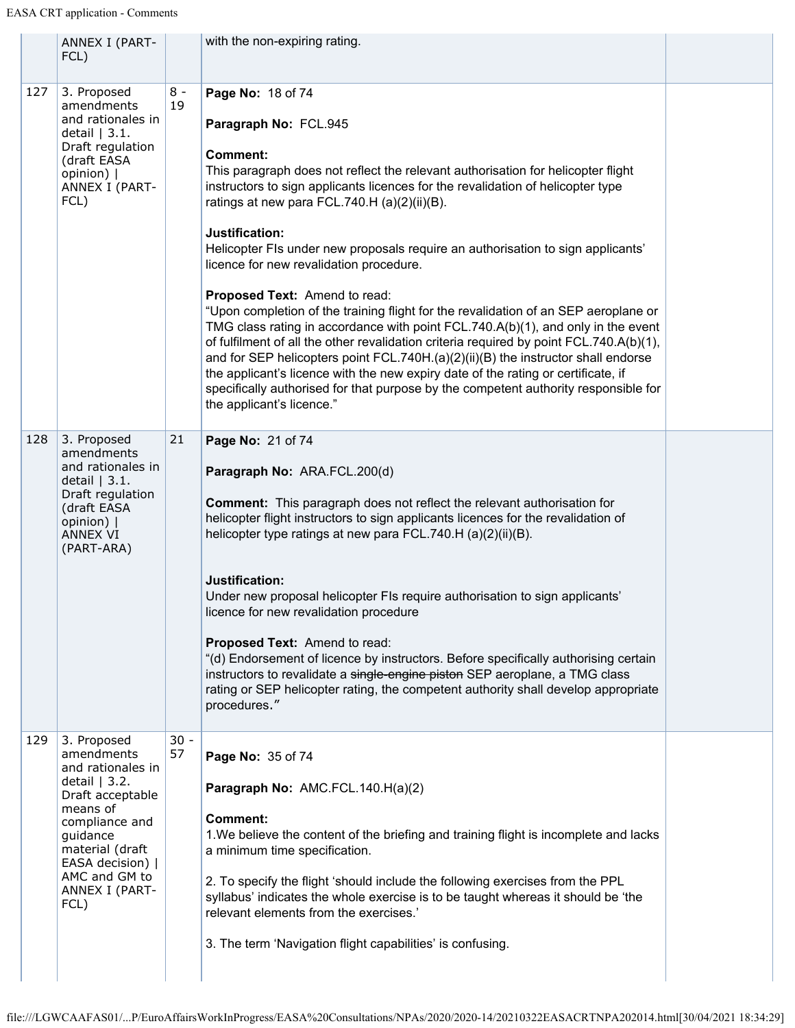| | | | | |
|---|---|---|---|---|
| | ANNEX I (PART-FCL) | | with the non-expiring rating. | |
| 127 | 3. Proposed amendments and rationales in detail \| 3.1. Draft regulation (draft EASA opinion) \| ANNEX I (PART-FCL) | 8 - 19 | **Page No:** 18 of 74<br><br>**Paragraph No:** FCL.945<br><br>**Comment:**<br>This paragraph does not reflect the relevant authorisation for helicopter flight instructors to sign applicants licences for the revalidation of helicopter type ratings at new para FCL.740.H (a)(2)(ii)(B).<br><br>**Justification:**<br>Helicopter FIs under new proposals require an authorisation to sign applicants' licence for new revalidation procedure.<br><br>**Proposed Text:** Amend to read:<br>"Upon completion of the training flight for the revalidation of an SEP aeroplane or TMG class rating in accordance with point FCL.740.A(b)(1), and only in the event of fulfilment of all the other revalidation criteria required by point FCL.740.A(b)(1), and for SEP helicopters point FCL.740H.(a)(2)(ii)(B) the instructor shall endorse the applicant's licence with the new expiry date of the rating or certificate, if specifically authorised for that purpose by the competent authority responsible for the applicant's licence." | |
| 128 | 3. Proposed amendments and rationales in detail \| 3.1. Draft regulation (draft EASA opinion) \| ANNEX VI (PART-ARA) | 21 | **Page No:** 21 of 74<br><br>**Paragraph No:** ARA.FCL.200(d)<br><br>**Comment:** This paragraph does not reflect the relevant authorisation for helicopter flight instructors to sign applicants licences for the revalidation of helicopter type ratings at new para FCL.740.H (a)(2)(ii)(B).<br><br>**Justification:**<br>Under new proposal helicopter FIs require authorisation to sign applicants' licence for new revalidation procedure<br><br>**Proposed Text:** Amend to read:<br>"(d) Endorsement of licence by instructors. Before specifically authorising certain instructors to revalidate a ~~single-engine piston~~ SEP aeroplane, a TMG class rating or SEP helicopter rating, the competent authority shall develop appropriate procedures." | |
| 129 | 3. Proposed amendments and rationales in detail \| 3.2. Draft acceptable means of compliance and guidance material (draft EASA decision) \| AMC and GM to ANNEX I (PART-FCL) | 30 - 57 | **Page No:** 35 of 74<br><br>**Paragraph No:** AMC.FCL.140.H(a)(2)<br><br>**Comment:**<br>1.We believe the content of the briefing and training flight is incomplete and lacks a minimum time specification.<br><br>2. To specify the flight 'should include the following exercises from the PPL syllabus' indicates the whole exercise is to be taught whereas it should be 'the relevant elements from the exercises.'<br><br>3. The term 'Navigation flight capabilities' is confusing. | |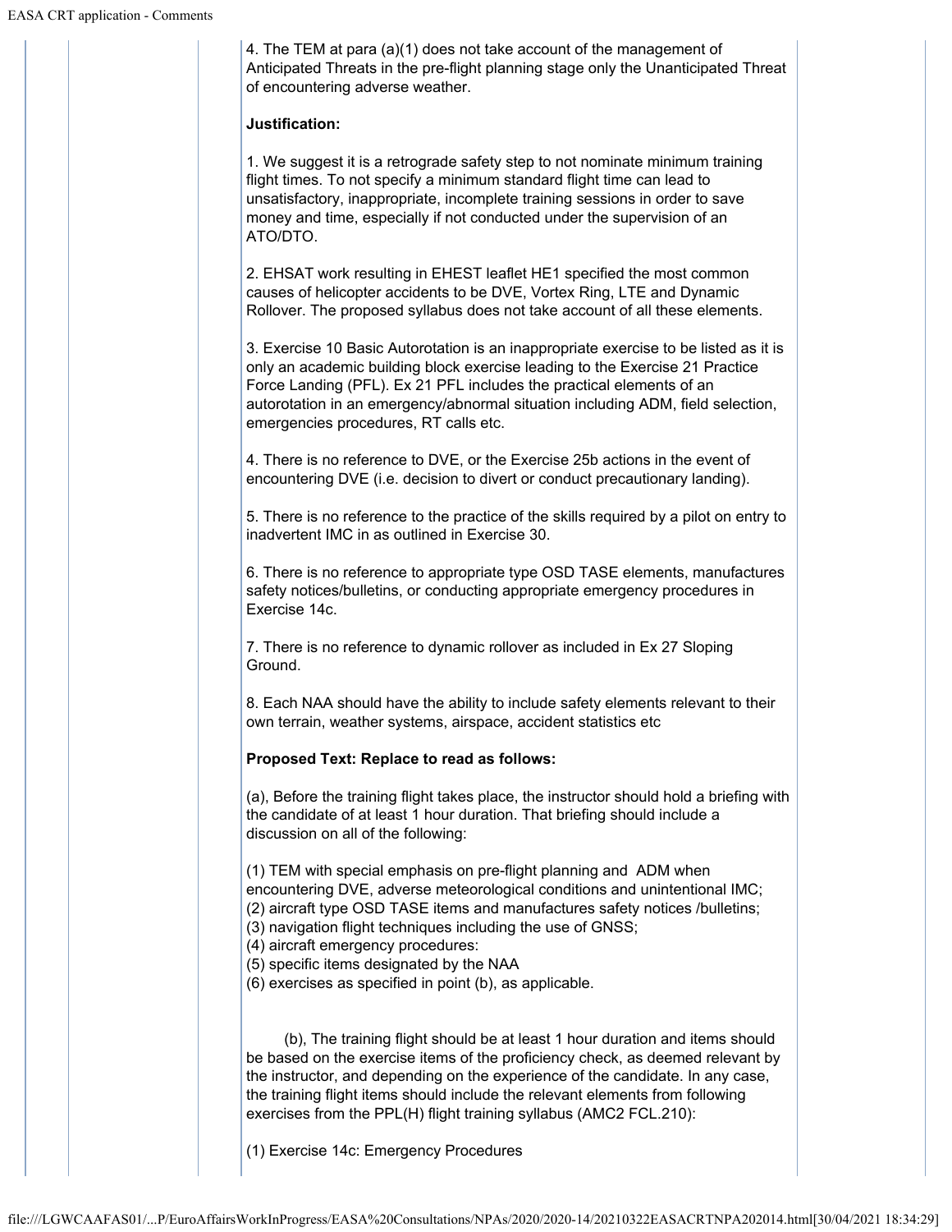4. The TEM at para (a)(1) does not take account of the management of Anticipated Threats in the pre-flight planning stage only the Unanticipated Threat of encountering adverse weather.

**Justification:**

1. We suggest it is a retrograde safety step to not nominate minimum training flight times. To not specify a minimum standard flight time can lead to unsatisfactory, inappropriate, incomplete training sessions in order to save money and time, especially if not conducted under the supervision of an ATO/DTO.

2. EHSAT work resulting in EHEST leaflet HE1 specified the most common causes of helicopter accidents to be DVE, Vortex Ring, LTE and Dynamic Rollover. The proposed syllabus does not take account of all these elements.

3. Exercise 10 Basic Autorotation is an inappropriate exercise to be listed as it is only an academic building block exercise leading to the Exercise 21 Practice Force Landing (PFL). Ex 21 PFL includes the practical elements of an autorotation in an emergency/abnormal situation including ADM, field selection, emergencies procedures, RT calls etc.

4. There is no reference to DVE, or the Exercise 25b actions in the event of encountering DVE (i.e. decision to divert or conduct precautionary landing).

5. There is no reference to the practice of the skills required by a pilot on entry to inadvertent IMC in as outlined in Exercise 30.

6. There is no reference to appropriate type OSD TASE elements, manufactures safety notices/bulletins, or conducting appropriate emergency procedures in Exercise 14c.

7. There is no reference to dynamic rollover as included in Ex 27 Sloping Ground.

8. Each NAA should have the ability to include safety elements relevant to their own terrain, weather systems, airspace, accident statistics etc

**Proposed Text: Replace to read as follows:**

(a), Before the training flight takes place, the instructor should hold a briefing with the candidate of at least 1 hour duration. That briefing should include a discussion on all of the following:

(1) TEM with special emphasis on pre-flight planning and ADM when encountering DVE, adverse meteorological conditions and unintentional IMC;
(2) aircraft type OSD TASE items and manufactures safety notices /bulletins;
(3) navigation flight techniques including the use of GNSS;
(4) aircraft emergency procedures:
(5) specific items designated by the NAA
(6) exercises as specified in point (b), as applicable.

(b), The training flight should be at least 1 hour duration and items should be based on the exercise items of the proficiency check, as deemed relevant by the instructor, and depending on the experience of the candidate. In any case, the training flight items should include the relevant elements from following exercises from the PPL(H) flight training syllabus (AMC2 FCL.210):

(1) Exercise 14c: Emergency Procedures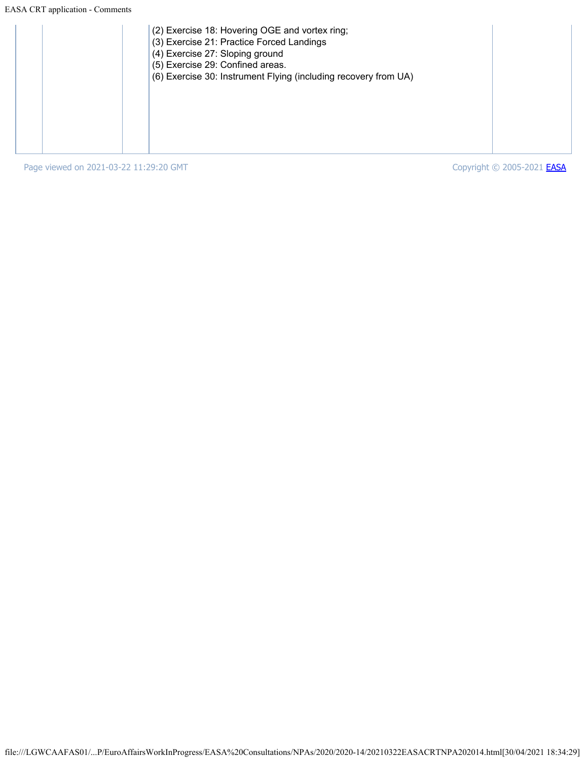| | | | | |
|---|---|---|---|---|
| | | | (2) Exercise 18: Hovering OGE and vortex ring;<br>(3) Exercise 21: Practice Forced Landings<br>(4) Exercise 27: Sloping ground<br>(5) Exercise 29: Confined areas.<br>(6) Exercise 30: Instrument Flying (including recovery from UA) | |

Page viewed on 2021-03-22 11:29:20 GMT

Copyright © 2005-2021 EASA